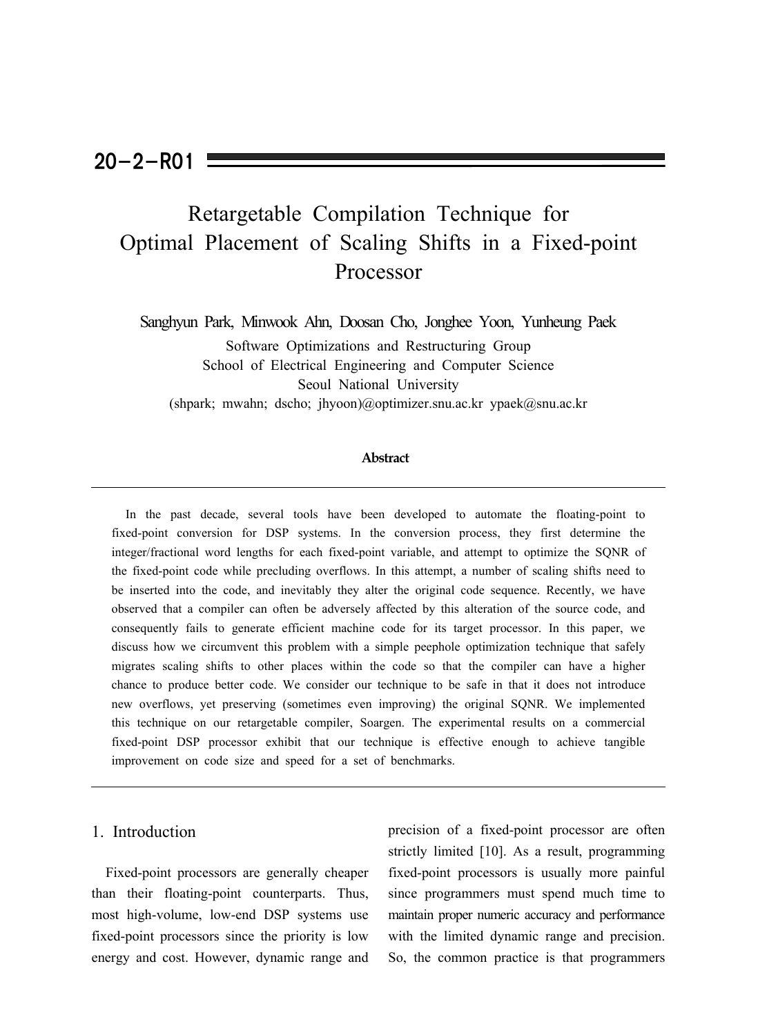20-2-R01

# Retargetable Compilation Technique for Optimal Placement of Scaling Shifts in a Fixed-point Processor

Sanghyun Park, Minwook Ahn, Doosan Cho, Jonghee Yoon, Yunheung Paek

Software Optimizations and Restructuring Group
School of Electrical Engineering and Computer Science
Seoul National University
(shpark; mwahn; dscho; jhyoon)@optimizer.snu.ac.kr ypaek@snu.ac.kr

**Abstract**

In the past decade, several tools have been developed to automate the floating-point to fixed-point conversion for DSP systems. In the conversion process, they first determine the integer/fractional word lengths for each fixed-point variable, and attempt to optimize the SQNR of the fixed-point code while precluding overflows. In this attempt, a number of scaling shifts need to be inserted into the code, and inevitably they alter the original code sequence. Recently, we have observed that a compiler can often be adversely affected by this alteration of the source code, and consequently fails to generate efficient machine code for its target processor. In this paper, we discuss how we circumvent this problem with a simple peephole optimization technique that safely migrates scaling shifts to other places within the code so that the compiler can have a higher chance to produce better code. We consider our technique to be safe in that it does not introduce new overflows, yet preserving (sometimes even improving) the original SQNR. We implemented this technique on our retargetable compiler, Soargen. The experimental results on a commercial fixed-point DSP processor exhibit that our technique is effective enough to achieve tangible improvement on code size and speed for a set of benchmarks.

## 1. Introduction

Fixed-point processors are generally cheaper than their floating-point counterparts. Thus, most high-volume, low-end DSP systems use fixed-point processors since the priority is low energy and cost. However, dynamic range and precision of a fixed-point processor are often strictly limited [10]. As a result, programming fixed-point processors is usually more painful since programmers must spend much time to maintain proper numeric accuracy and performance with the limited dynamic range and precision. So, the common practice is that programmers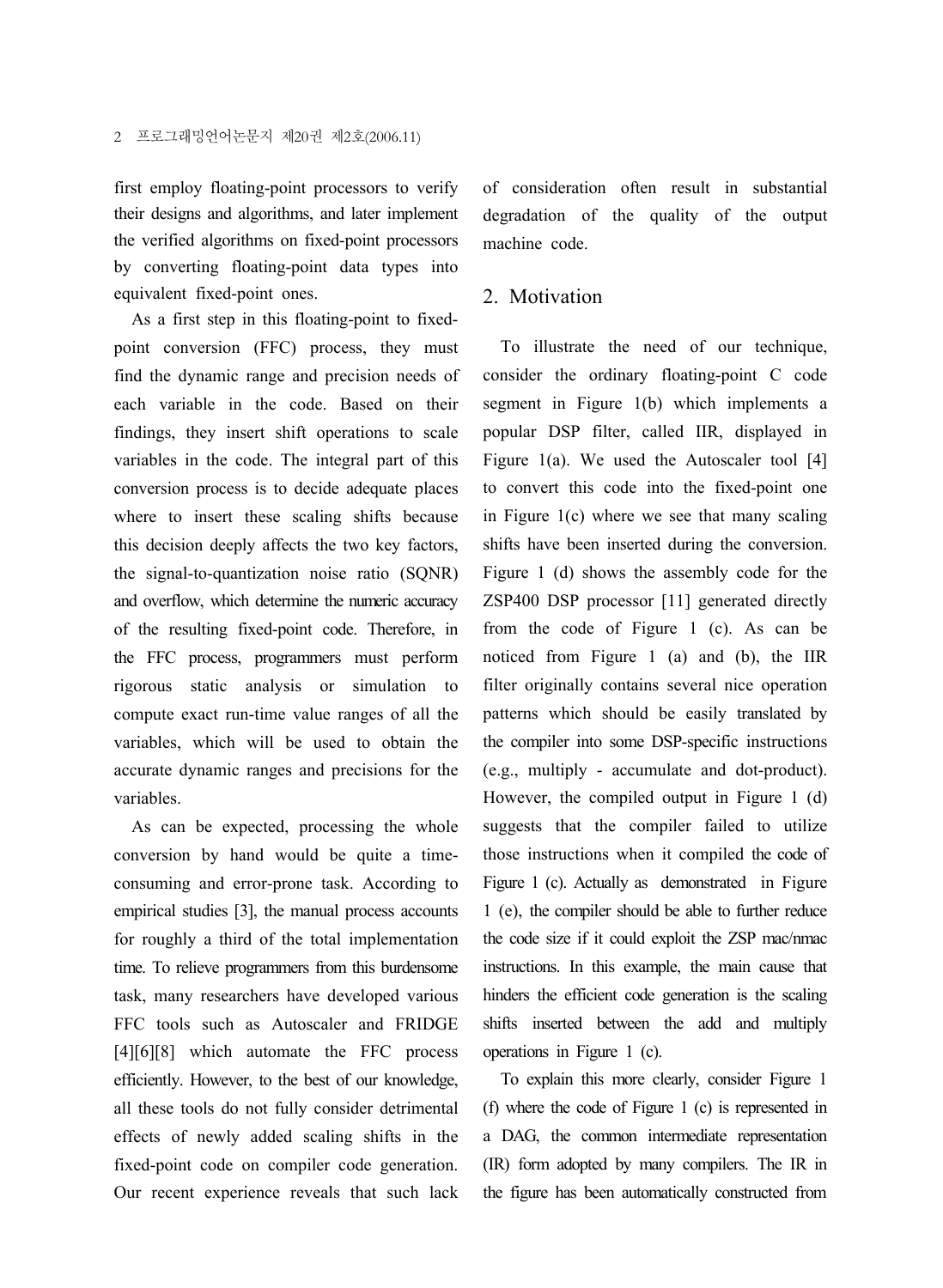first employ floating-point processors to verify their designs and algorithms, and later implement the verified algorithms on fixed-point processors by converting floating-point data types into equivalent fixed-point ones.

As a first step in this floating-point to fixed-point conversion (FFC) process, they must find the dynamic range and precision needs of each variable in the code. Based on their findings, they insert shift operations to scale variables in the code. The integral part of this conversion process is to decide adequate places where to insert these scaling shifts because this decision deeply affects the two key factors, the signal-to-quantization noise ratio (SQNR) and overflow, which determine the numeric accuracy of the resulting fixed-point code. Therefore, in the FFC process, programmers must perform rigorous static analysis or simulation to compute exact run-time value ranges of all the variables, which will be used to obtain the accurate dynamic ranges and precisions for the variables.

As can be expected, processing the whole conversion by hand would be quite a time-consuming and error-prone task. According to empirical studies [3], the manual process accounts for roughly a third of the total implementation time. To relieve programmers from this burdensome task, many researchers have developed various FFC tools such as Autoscaler and FRIDGE [4][6][8] which automate the FFC process efficiently. However, to the best of our knowledge, all these tools do not fully consider detrimental effects of newly added scaling shifts in the fixed-point code on compiler code generation. Our recent experience reveals that such lack of consideration often result in substantial degradation of the quality of the output machine code.

## 2. Motivation

To illustrate the need of our technique, consider the ordinary floating-point C code segment in Figure 1(b) which implements a popular DSP filter, called IIR, displayed in Figure 1(a). We used the Autoscaler tool [4] to convert this code into the fixed-point one in Figure 1(c) where we see that many scaling shifts have been inserted during the conversion. Figure 1 (d) shows the assembly code for the ZSP400 DSP processor [11] generated directly from the code of Figure 1 (c). As can be noticed from Figure 1 (a) and (b), the IIR filter originally contains several nice operation patterns which should be easily translated by the compiler into some DSP-specific instructions (e.g., multiply - accumulate and dot-product). However, the compiled output in Figure 1 (d) suggests that the compiler failed to utilize those instructions when it compiled the code of Figure 1 (c). Actually as demonstrated in Figure 1 (e), the compiler should be able to further reduce the code size if it could exploit the ZSP mac/nmac instructions. In this example, the main cause that hinders the efficient code generation is the scaling shifts inserted between the add and multiply operations in Figure 1 (c).

To explain this more clearly, consider Figure 1 (f) where the code of Figure 1 (c) is represented in a DAG, the common intermediate representation (IR) form adopted by many compilers. The IR in the figure has been automatically constructed from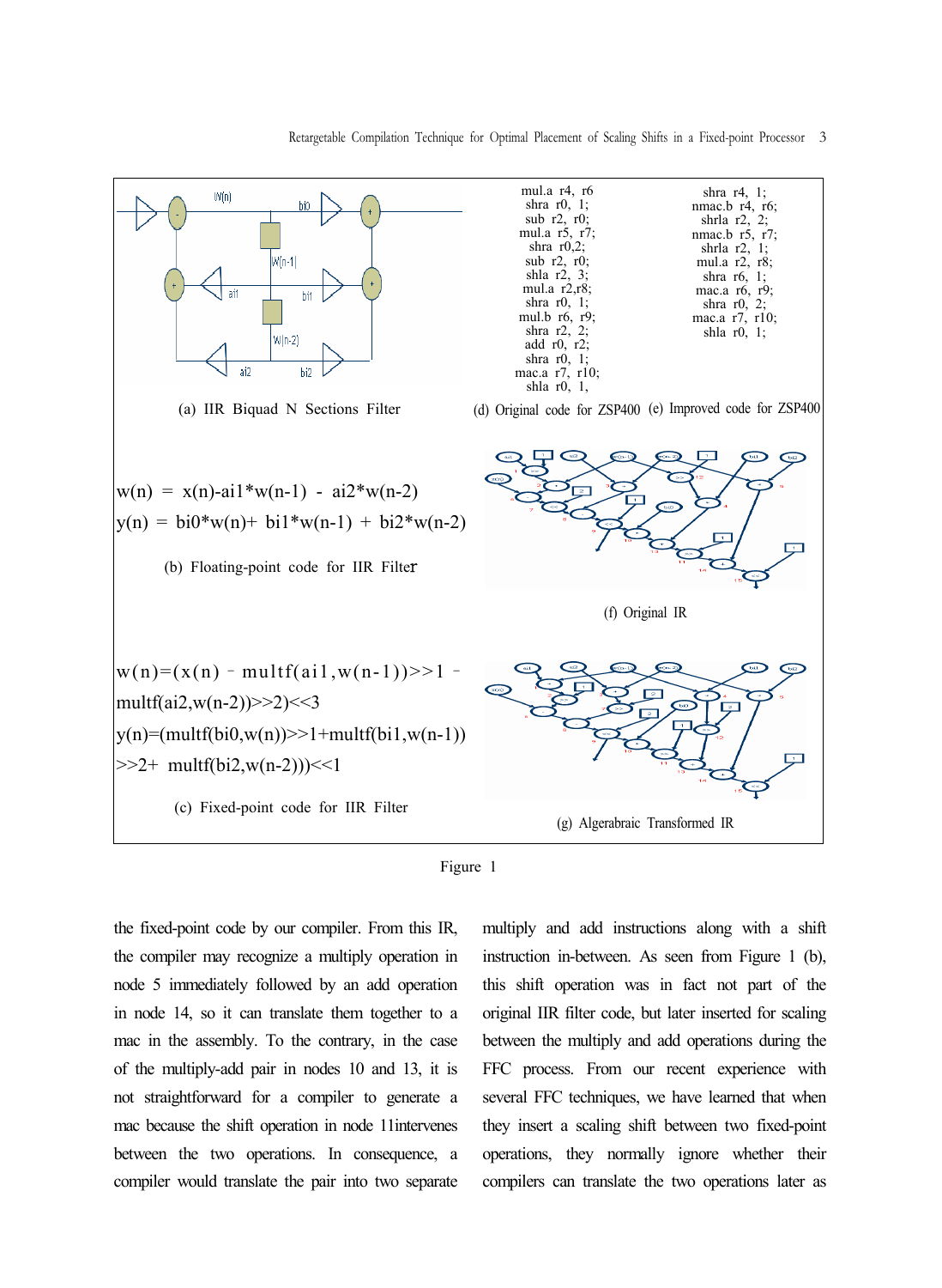(a) IIR Biquad N Sections Filter

```
mul.a r4, r6
shra r0, 1;
sub r2, r0;
mul.a r5, r7;
shra r0,2;
sub r2, r0;
shla r2, 3;
mul.a r2,r8;
shra r0, 1;
mul.b r6, r9;
shra r2, 2;
add r0, r2;
shra r0, 1;
mac.a r7, r10;
shla r0, 1,
```

(d) Original code for ZSP400

```
shra r4, 1;
nmac.b r4, r6;
shrla r2, 2;
nmac.b r5, r7;
shrla r2, 1;
mul.a r2, r8;
shra r6, 1;
mac.a r6, r9;
shra r0, 2;
mac.a r7, r10;
shla r0, 1;
```

(e) Improved code for ZSP400

$w(n) = x(n)\text{-}ai1*w(n\text{-}1) - ai2*w(n\text{-}2)$

$y(n) = bi0*w(n)+ bi1*w(n\text{-}1) + bi2*w(n\text{-}2)$

(b) Floating-point code for IIR Filter

(f) Original IR

w(n)=(x(n) – multf(ai1,w(n-1))>>1 – multf(ai2,w(n-2))>>2)<<3

y(n)=(multf(bi0,w(n))>>1+multf(bi1,w(n-1))>>2+ multf(bi2,w(n-2)))<<1

(c) Fixed-point code for IIR Filter

(g) Algerabraic Transformed IR

Figure 1

the fixed-point code by our compiler. From this IR, the compiler may recognize a multiply operation in node 5 immediately followed by an add operation in node 14, so it can translate them together to a mac in the assembly. To the contrary, in the case of the multiply-add pair in nodes 10 and 13, it is not straightforward for a compiler to generate a mac because the shift operation in node 11intervenes between the two operations. In consequence, a compiler would translate the pair into two separate multiply and add instructions along with a shift instruction in-between. As seen from Figure 1 (b), this shift operation was in fact not part of the original IIR filter code, but later inserted for scaling between the multiply and add operations during the FFC process. From our recent experience with several FFC techniques, we have learned that when they insert a scaling shift between two fixed-point operations, they normally ignore whether their compilers can translate the two operations later as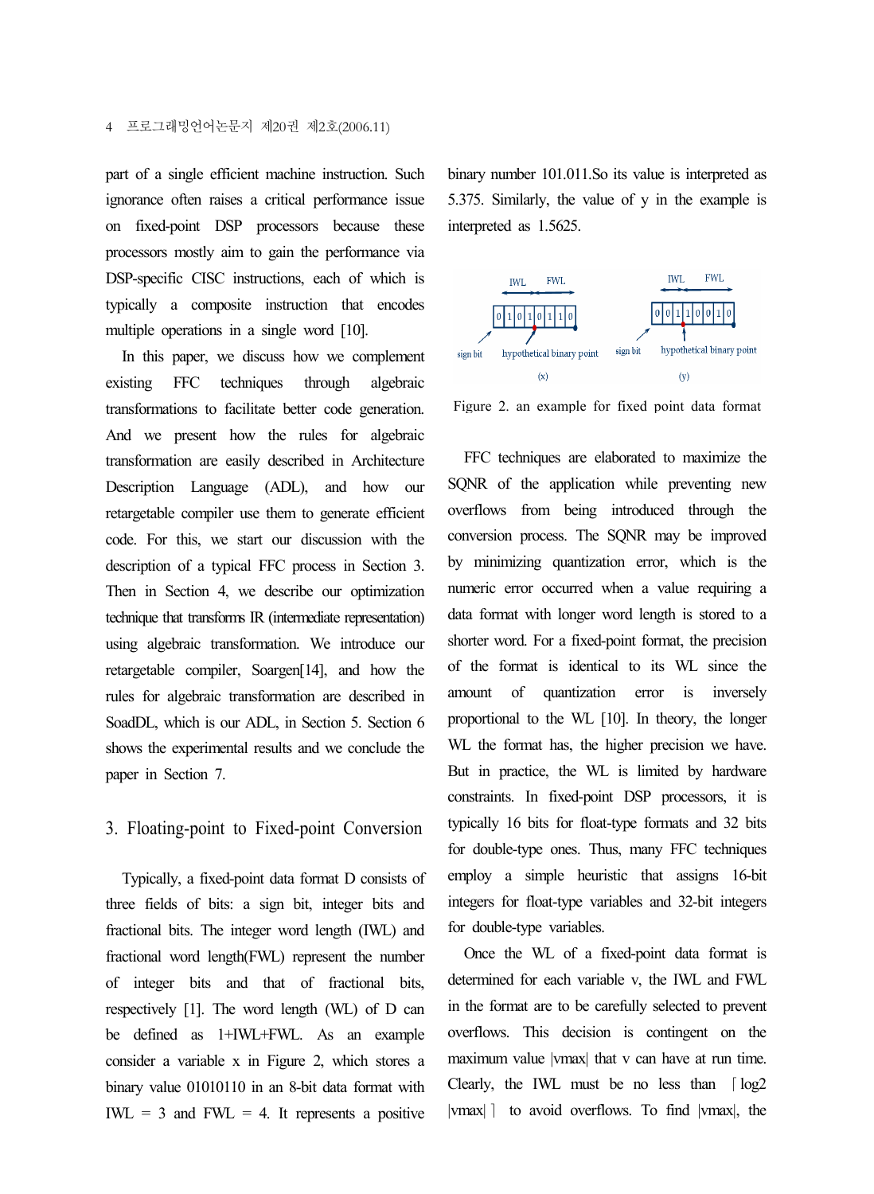part of a single efficient machine instruction. Such ignorance often raises a critical performance issue on fixed-point DSP processors because these processors mostly aim to gain the performance via DSP-specific CISC instructions, each of which is typically a composite instruction that encodes multiple operations in a single word [10].

In this paper, we discuss how we complement existing FFC techniques through algebraic transformations to facilitate better code generation. And we present how the rules for algebraic transformation are easily described in Architecture Description Language (ADL), and how our retargetable compiler use them to generate efficient code. For this, we start our discussion with the description of a typical FFC process in Section 3. Then in Section 4, we describe our optimization technique that transforms IR (intermediate representation) using algebraic transformation. We introduce our retargetable compiler, Soargen[14], and how the rules for algebraic transformation are described in SoadDL, which is our ADL, in Section 5. Section 6 shows the experimental results and we conclude the paper in Section 7.

## 3. Floating-point to Fixed-point Conversion

Typically, a fixed-point data format D consists of three fields of bits: a sign bit, integer bits and fractional bits. The integer word length (IWL) and fractional word length(FWL) represent the number of integer bits and that of fractional bits, respectively [1]. The word length (WL) of D can be defined as 1+IWL+FWL. As an example consider a variable x in Figure 2, which stores a binary value 01010110 in an 8-bit data format with IWL = 3 and FWL = 4. It represents a positive binary number 101.011.So its value is interpreted as 5.375. Similarly, the value of y in the example is interpreted as 1.5625.

Figure 2. an example for fixed point data format

FFC techniques are elaborated to maximize the SQNR of the application while preventing new overflows from being introduced through the conversion process. The SQNR may be improved by minimizing quantization error, which is the numeric error occurred when a value requiring a data format with longer word length is stored to a shorter word. For a fixed-point format, the precision of the format is identical to its WL since the amount of quantization error is inversely proportional to the WL [10]. In theory, the longer WL the format has, the higher precision we have. But in practice, the WL is limited by hardware constraints. In fixed-point DSP processors, it is typically 16 bits for float-type formats and 32 bits for double-type ones. Thus, many FFC techniques employ a simple heuristic that assigns 16-bit integers for float-type variables and 32-bit integers for double-type variables.

Once the WL of a fixed-point data format is determined for each variable v, the IWL and FWL in the format are to be carefully selected to prevent overflows. This decision is contingent on the maximum value |vmax| that v can have at run time. Clearly, the IWL must be no less than $\lceil \log_2 |v_{max}| \rceil$ to avoid overflows. To find |vmax|, the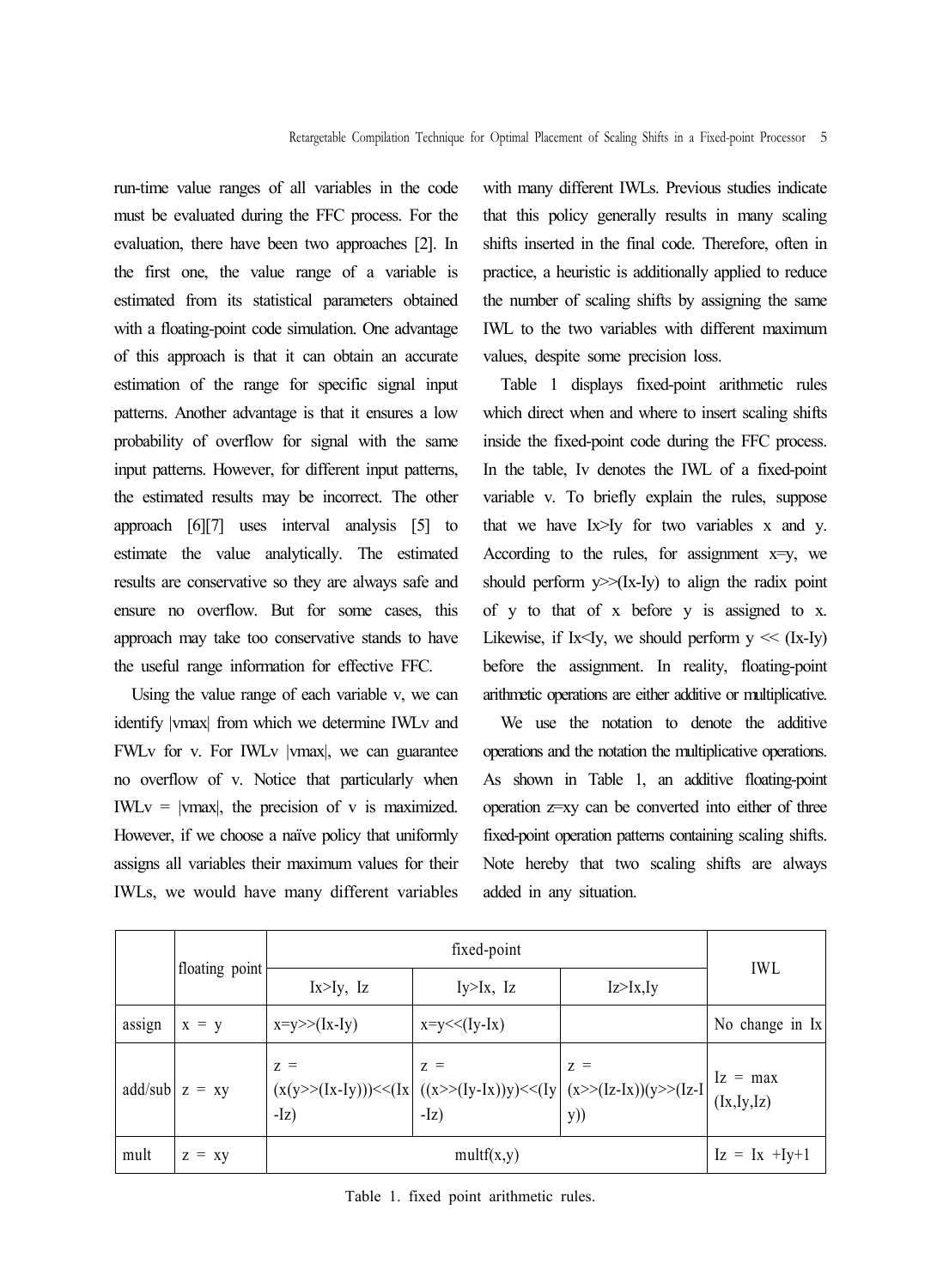run-time value ranges of all variables in the code must be evaluated during the FFC process. For the evaluation, there have been two approaches [2]. In the first one, the value range of a variable is estimated from its statistical parameters obtained with a floating-point code simulation. One advantage of this approach is that it can obtain an accurate estimation of the range for specific signal input patterns. Another advantage is that it ensures a low probability of overflow for signal with the same input patterns. However, for different input patterns, the estimated results may be incorrect. The other approach [6][7] uses interval analysis [5] to estimate the value analytically. The estimated results are conservative so they are always safe and ensure no overflow. But for some cases, this approach may take too conservative stands to have the useful range information for effective FFC.

Using the value range of each variable v, we can identify |vmax| from which we determine IWLv and FWLv for v. For IWLv |vmax|, we can guarantee no overflow of v. Notice that particularly when IWLv = |vmax|, the precision of v is maximized. However, if we choose a naïve policy that uniformly assigns all variables their maximum values for their IWLs, we would have many different variables with many different IWLs. Previous studies indicate that this policy generally results in many scaling shifts inserted in the final code. Therefore, often in practice, a heuristic is additionally applied to reduce the number of scaling shifts by assigning the same IWL to the two variables with different maximum values, despite some precision loss.

Table 1 displays fixed-point arithmetic rules which direct when and where to insert scaling shifts inside the fixed-point code during the FFC process. In the table, Iv denotes the IWL of a fixed-point variable v. To briefly explain the rules, suppose that we have Ix>Iy for two variables x and y. According to the rules, for assignment x=y, we should perform y>>(Ix-Iy) to align the radix point of y to that of x before y is assigned to x. Likewise, if Ix<Iy, we should perform y << (Ix-Iy) before the assignment. In reality, floating-point arithmetic operations are either additive or multiplicative.

We use the notation to denote the additive operations and the notation the multiplicative operations. As shown in Table 1, an additive floating-point operation z=xy can be converted into either of three fixed-point operation patterns containing scaling shifts. Note hereby that two scaling shifts are always added in any situation.

| | floating point | fixed-point | | | IWL |
|---|---|---|---|---|---|
| | | Ix>Iy, Iz | Iy>Ix, Iz | Iz>Ix,Iy | |
| assign | x = y | x=y>>(Ix-Iy) | x=y<<(Iy-Ix) | | No change in Ix |
| add/sub | z = xy | z = (x(y>>(Ix-Iy)))<<(Ix-Iz) | z = ((x>>(Iy-Ix))y)<<(Iy-Iz) | z = (x>>(Iz-Ix))(y>>(Iz-Iy)) | Iz = max (Ix,Iy,Iz) |
| mult | z = xy | multf(x,y) | | | Iz = Ix +Iy+1 |

Table 1. fixed point arithmetic rules.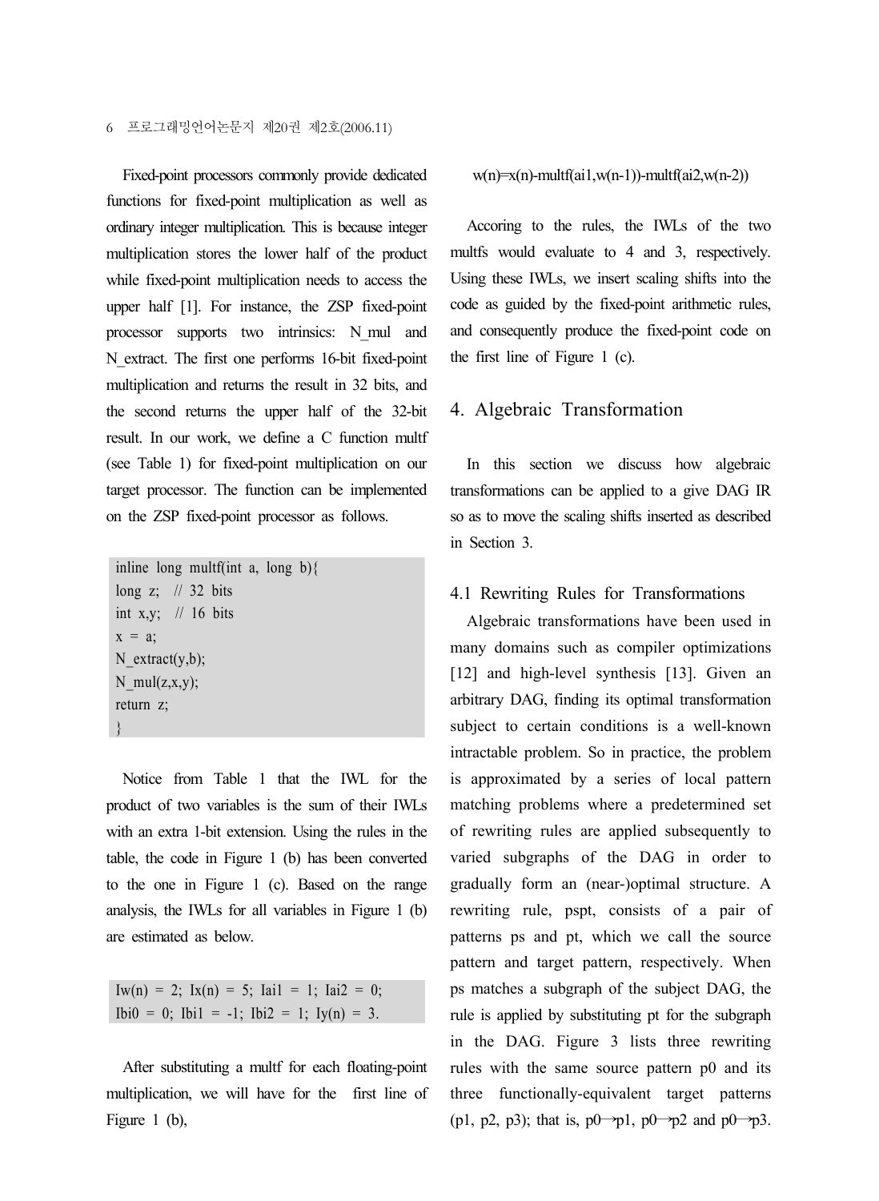Fixed-point processors commonly provide dedicated functions for fixed-point multiplication as well as ordinary integer multiplication. This is because integer multiplication stores the lower half of the product while fixed-point multiplication needs to access the upper half [1]. For instance, the ZSP fixed-point processor supports two intrinsics: N_mul and N_extract. The first one performs 16-bit fixed-point multiplication and returns the result in 32 bits, and the second returns the upper half of the 32-bit result. In our work, we define a C function multf (see Table 1) for fixed-point multiplication on our target processor. The function can be implemented on the ZSP fixed-point processor as follows.

```
inline long multf(int a, long b){
long z;   // 32 bits
int x,y;   // 16 bits
x = a;
N_extract(y,b);
N_mul(z,x,y);
return z;
}
```

Notice from Table 1 that the IWL for the product of two variables is the sum of their IWLs with an extra 1-bit extension. Using the rules in the table, the code in Figure 1 (b) has been converted to the one in Figure 1 (c). Based on the range analysis, the IWLs for all variables in Figure 1 (b) are estimated as below.

```
Iw(n) = 2; Ix(n) = 5; Iai1 = 1; Iai2 = 0;
Ibi0 = 0; Ibi1 = -1; Ibi2 = 1; Iy(n) = 3.
```

After substituting a multf for each floating-point multiplication, we will have for the first line of Figure 1 (b),

```
w(n)=x(n)-multf(ai1,w(n-1))-multf(ai2,w(n-2))
```

Accoring to the rules, the IWLs of the two multfs would evaluate to 4 and 3, respectively. Using these IWLs, we insert scaling shifts into the code as guided by the fixed-point arithmetic rules, and consequently produce the fixed-point code on the first line of Figure 1 (c).

## 4. Algebraic Transformation

In this section we discuss how algebraic transformations can be applied to a give DAG IR so as to move the scaling shifts inserted as described in Section 3.

### 4.1 Rewriting Rules for Transformations

Algebraic transformations have been used in many domains such as compiler optimizations [12] and high-level synthesis [13]. Given an arbitrary DAG, finding its optimal transformation subject to certain conditions is a well-known intractable problem. So in practice, the problem is approximated by a series of local pattern matching problems where a predetermined set of rewriting rules are applied subsequently to varied subgraphs of the DAG in order to gradually form an (near-)optimal structure. A rewriting rule, pspt, consists of a pair of patterns ps and pt, which we call the source pattern and target pattern, respectively. When ps matches a subgraph of the subject DAG, the rule is applied by substituting pt for the subgraph in the DAG. Figure 3 lists three rewriting rules with the same source pattern p0 and its three functionally-equivalent target patterns (p1, p2, p3); that is, p0→p1, p0→p2 and p0→p3.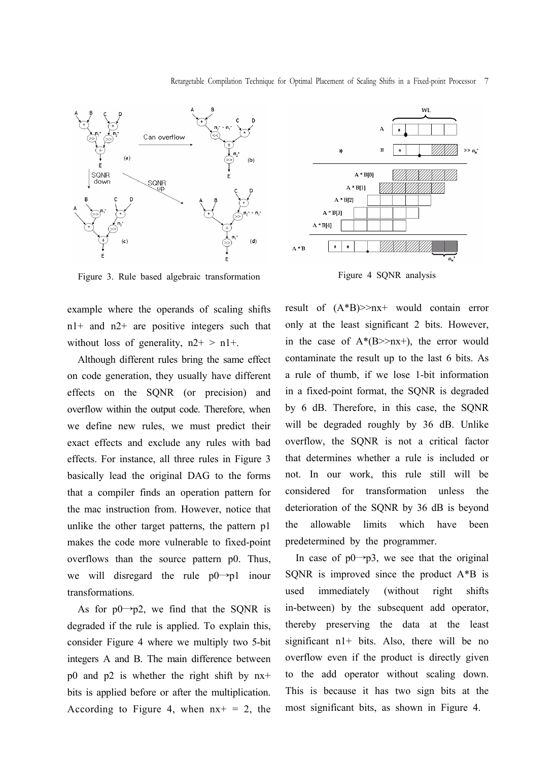Figure 3. Rule based algebraic transformation

Figure 4 SQNR analysis

example where the operands of scaling shifts $n1+$ and $n2+$ are positive integers such that without loss of generality, $n2+ > n1+$.

Although different rules bring the same effect on code generation, they usually have different effects on the SQNR (or precision) and overflow within the output code. Therefore, when we define new rules, we must predict their exact effects and exclude any rules with bad effects. For instance, all three rules in Figure 3 basically lead the original DAG to the forms that a compiler finds an operation pattern for the mac instruction from. However, notice that unlike the other target patterns, the pattern p1 makes the code more vulnerable to fixed-point overflows than the source pattern p0. Thus, we will disregard the rule p0→p1 inour transformations.

As for p0→p2, we find that the SQNR is degraded if the rule is applied. To explain this, consider Figure 4 where we multiply two 5-bit integers A and B. The main difference between p0 and p2 is whether the right shift by nx+ bits is applied before or after the multiplication. According to Figure 4, when $nx+ = 2$, the result of (A*B)>>nx+ would contain error only at the least significant 2 bits. However, in the case of A*(B>>nx+), the error would contaminate the result up to the last 6 bits. As a rule of thumb, if we lose 1-bit information in a fixed-point format, the SQNR is degraded by 6 dB. Therefore, in this case, the SQNR will be degraded roughly by 36 dB. Unlike overflow, the SQNR is not a critical factor that determines whether a rule is included or not. In our work, this rule still will be considered for transformation unless the deterioration of the SQNR by 36 dB is beyond the allowable limits which have been predetermined by the programmer.

In case of p0→p3, we see that the original SQNR is improved since the product A*B is used immediately (without right shifts in-between) by the subsequent add operator, thereby preserving the data at the least significant n1+ bits. Also, there will be no overflow even if the product is directly given to the add operator without scaling down. This is because it has two sign bits at the most significant bits, as shown in Figure 4.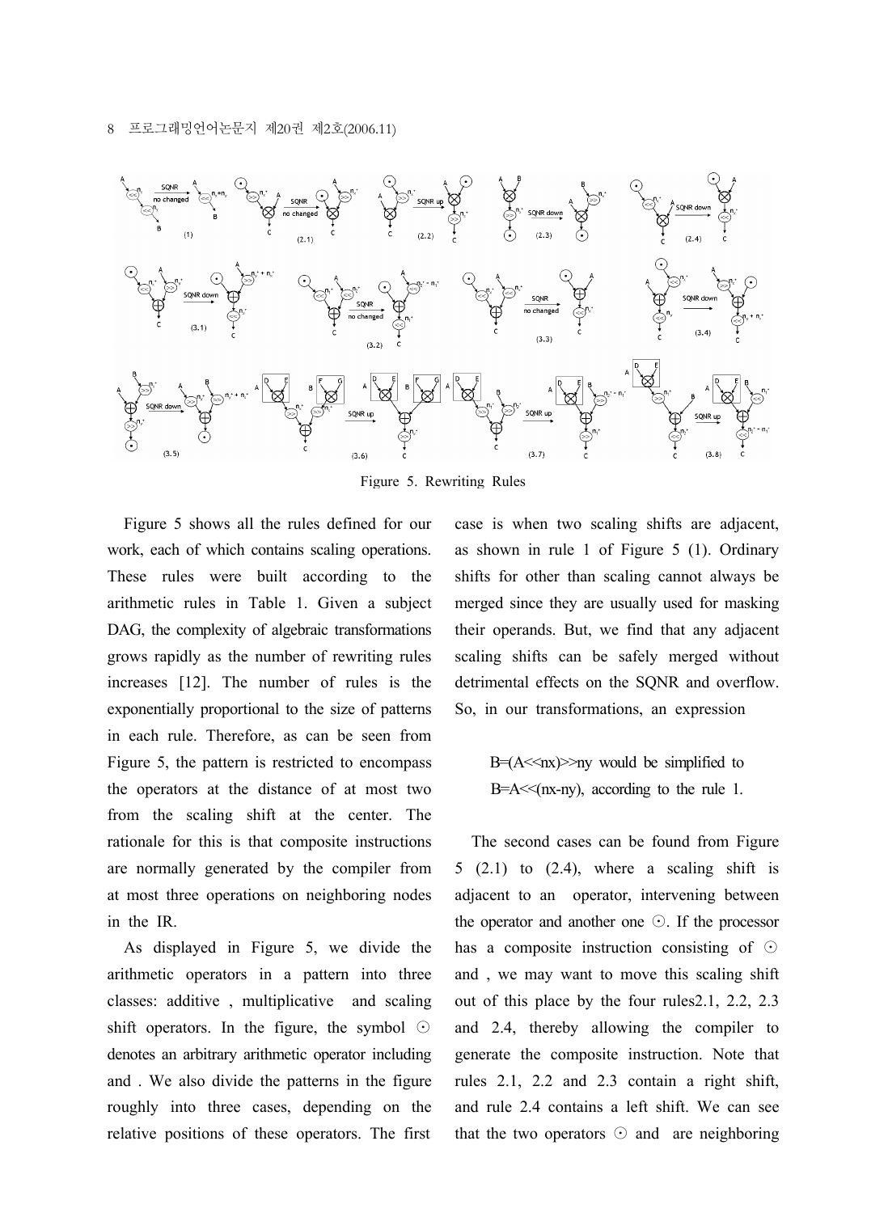Figure 5. Rewriting Rules

Figure 5 shows all the rules defined for our work, each of which contains scaling operations. These rules were built according to the arithmetic rules in Table 1. Given a subject DAG, the complexity of algebraic transformations grows rapidly as the number of rewriting rules increases [12]. The number of rules is the exponentially proportional to the size of patterns in each rule. Therefore, as can be seen from Figure 5, the pattern is restricted to encompass the operators at the distance of at most two from the scaling shift at the center. The rationale for this is that composite instructions are normally generated by the compiler from at most three operations on neighboring nodes in the IR.

As displayed in Figure 5, we divide the arithmetic operators in a pattern into three classes: additive , multiplicative and scaling shift operators. In the figure, the symbol ⊙ denotes an arbitrary arithmetic operator including and . We also divide the patterns in the figure roughly into three cases, depending on the relative positions of these operators. The first case is when two scaling shifts are adjacent, as shown in rule 1 of Figure 5 (1). Ordinary shifts for other than scaling cannot always be merged since they are usually used for masking their operands. But, we find that any adjacent scaling shifts can be safely merged without detrimental effects on the SQNR and overflow. So, in our transformations, an expression

B=(A<<nx)>>ny would be simplified to B=A<<(nx-ny), according to the rule 1.

The second cases can be found from Figure 5 (2.1) to (2.4), where a scaling shift is adjacent to an operator, intervening between the operator and another one ⊙. If the processor has a composite instruction consisting of ⊙ and , we may want to move this scaling shift out of this place by the four rules2.1, 2.2, 2.3 and 2.4, thereby allowing the compiler to generate the composite instruction. Note that rules 2.1, 2.2 and 2.3 contain a right shift, and rule 2.4 contains a left shift. We can see that the two operators ⊙ and are neighboring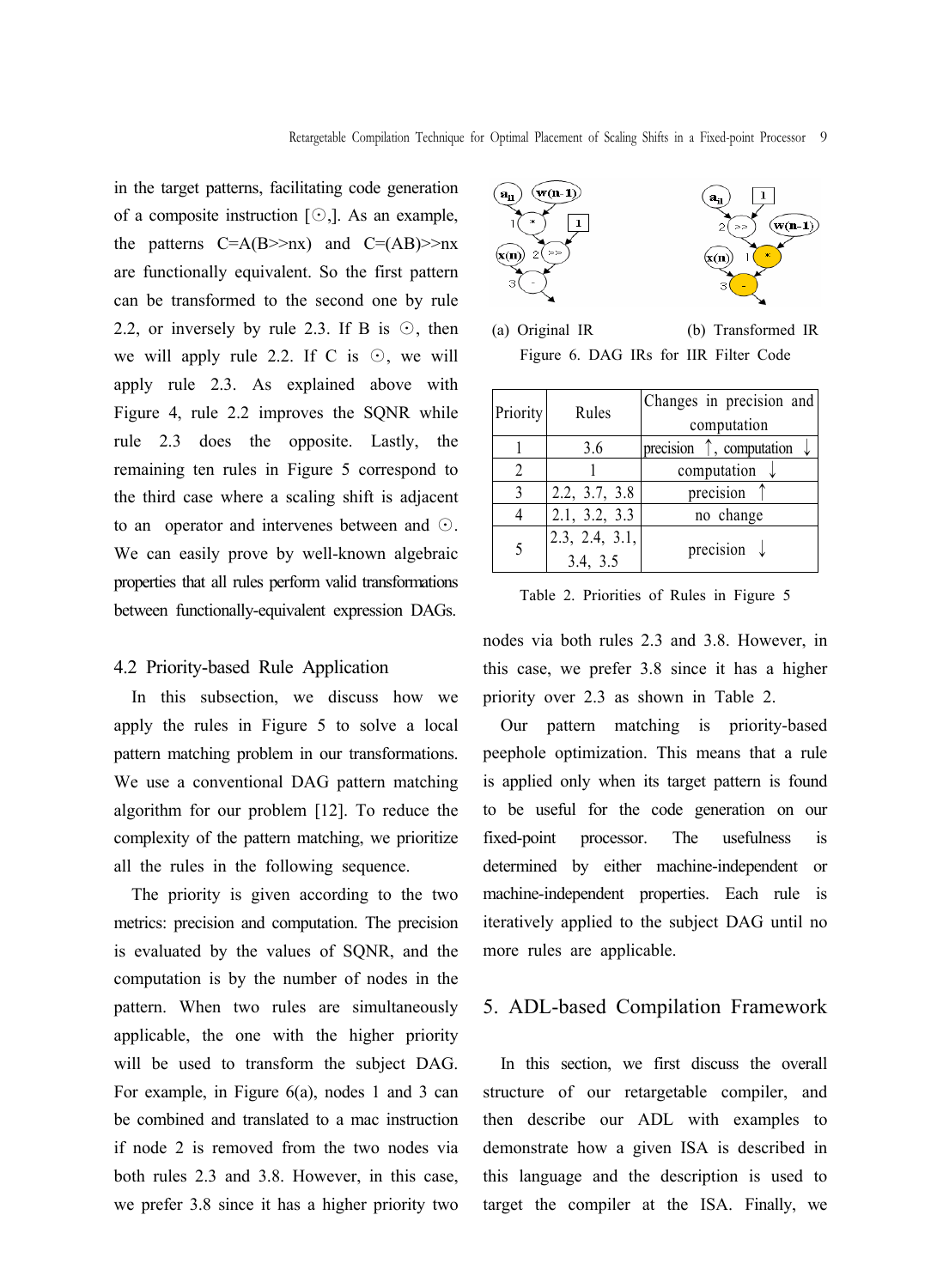in the target patterns, facilitating code generation of a composite instruction [⊙,]. As an example, the patterns C=A(B>>nx) and C=(AB)>>nx are functionally equivalent. So the first pattern can be transformed to the second one by rule 2.2, or inversely by rule 2.3. If B is ⊙, then we will apply rule 2.2. If C is ⊙, we will apply rule 2.3. As explained above with Figure 4, rule 2.2 improves the SQNR while rule 2.3 does the opposite. Lastly, the remaining ten rules in Figure 5 correspond to the third case where a scaling shift is adjacent to an operator and intervenes between and ⊙. We can easily prove by well-known algebraic properties that all rules perform valid transformations between functionally-equivalent expression DAGs.

## 4.2 Priority-based Rule Application

In this subsection, we discuss how we apply the rules in Figure 5 to solve a local pattern matching problem in our transformations. We use a conventional DAG pattern matching algorithm for our problem [12]. To reduce the complexity of the pattern matching, we prioritize all the rules in the following sequence.

The priority is given according to the two metrics: precision and computation. The precision is evaluated by the values of SQNR, and the computation is by the number of nodes in the pattern. When two rules are simultaneously applicable, the one with the higher priority will be used to transform the subject DAG. For example, in Figure 6(a), nodes 1 and 3 can be combined and translated to a mac instruction if node 2 is removed from the two nodes via both rules 2.3 and 3.8. However, in this case, we prefer 3.8 since it has a higher priority two nodes via both rules 2.3 and 3.8. However, in this case, we prefer 3.8 since it has a higher priority over 2.3 as shown in Table 2.

(a) Original IR (b) Transformed IR

Figure 6. DAG IRs for IIR Filter Code

| Priority | Rules | Changes in precision and computation |
|---|---|---|
| 1 | 3.6 | precision ↑, computation ↓ |
| 2 | 1 | computation ↓ |
| 3 | 2.2, 3.7, 3.8 | precision ↑ |
| 4 | 2.1, 3.2, 3.3 | no change |
| 5 | 2.3, 2.4, 3.1, 3.4, 3.5 | precision ↓ |

Table 2. Priorities of Rules in Figure 5

Our pattern matching is priority-based peephole optimization. This means that a rule is applied only when its target pattern is found to be useful for the code generation on our fixed-point processor. The usefulness is determined by either machine-independent or machine-independent properties. Each rule is iteratively applied to the subject DAG until no more rules are applicable.

# 5. ADL-based Compilation Framework

In this section, we first discuss the overall structure of our retargetable compiler, and then describe our ADL with examples to demonstrate how a given ISA is described in this language and the description is used to target the compiler at the ISA. Finally, we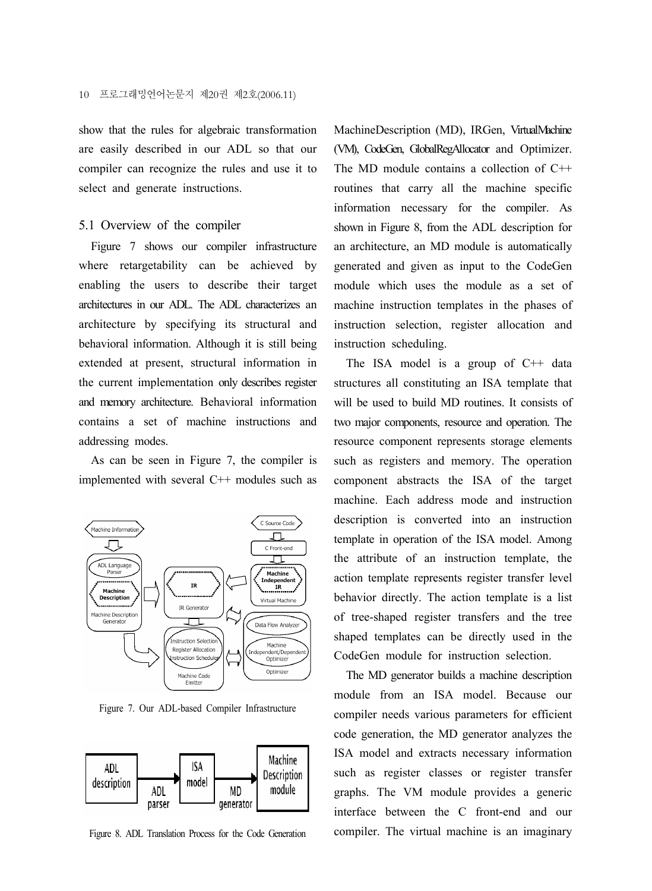show that the rules for algebraic transformation are easily described in our ADL so that our compiler can recognize the rules and use it to select and generate instructions.

### 5.1 Overview of the compiler

Figure 7 shows our compiler infrastructure where retargetability can be achieved by enabling the users to describe their target architectures in our ADL. The ADL characterizes an architecture by specifying its structural and behavioral information. Although it is still being extended at present, structural information in the current implementation only describes register and memory architecture. Behavioral information contains a set of machine instructions and addressing modes.

As can be seen in Figure 7, the compiler is implemented with several C++ modules such as

Figure 7. Our ADL-based Compiler Infrastructure

Figure 8. ADL Translation Process for the Code Generation

MachineDescription (MD), IRGen, VirtualMachine (VM), CodeGen, GlobalRegAllocator and Optimizer. The MD module contains a collection of C++ routines that carry all the machine specific information necessary for the compiler. As shown in Figure 8, from the ADL description for an architecture, an MD module is automatically generated and given as input to the CodeGen module which uses the module as a set of machine instruction templates in the phases of instruction selection, register allocation and instruction scheduling.

The ISA model is a group of C++ data structures all constituting an ISA template that will be used to build MD routines. It consists of two major components, resource and operation. The resource component represents storage elements such as registers and memory. The operation component abstracts the ISA of the target machine. Each address mode and instruction description is converted into an instruction template in operation of the ISA model. Among the attribute of an instruction template, the action template represents register transfer level behavior directly. The action template is a list of tree-shaped register transfers and the tree shaped templates can be directly used in the CodeGen module for instruction selection.

The MD generator builds a machine description module from an ISA model. Because our compiler needs various parameters for efficient code generation, the MD generator analyzes the ISA model and extracts necessary information such as register classes or register transfer graphs. The VM module provides a generic interface between the C front-end and our compiler. The virtual machine is an imaginary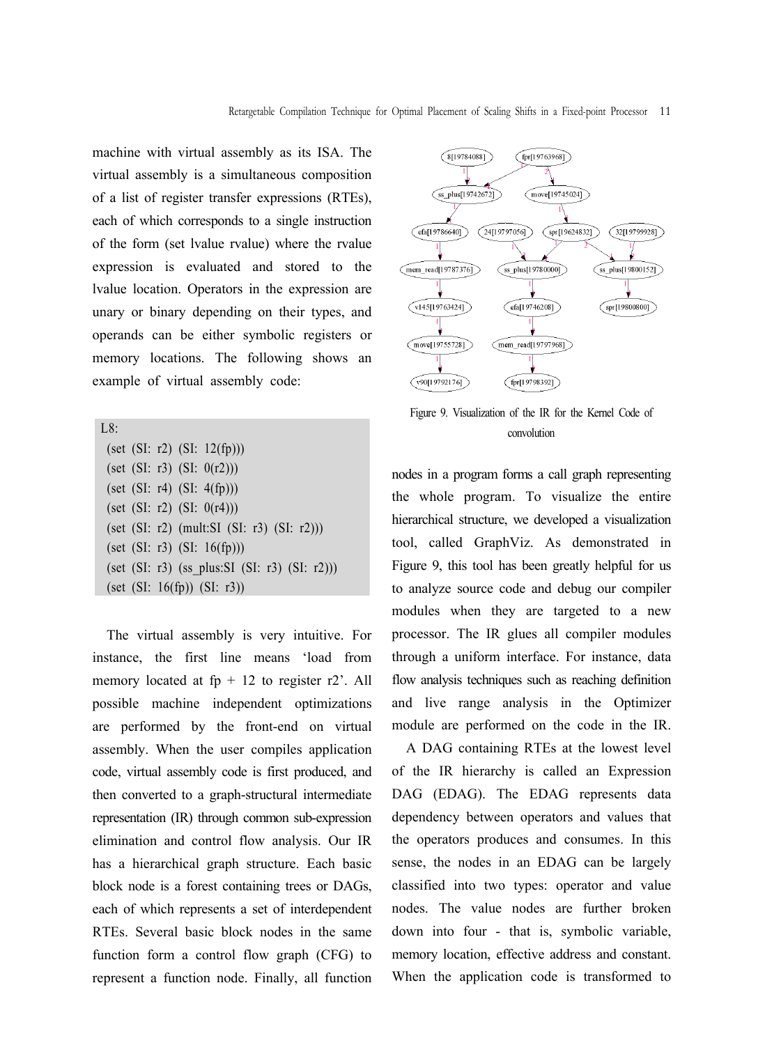machine with virtual assembly as its ISA. The virtual assembly is a simultaneous composition of a list of register transfer expressions (RTEs), each of which corresponds to a single instruction of the form (set lvalue rvalue) where the rvalue expression is evaluated and stored to the lvalue location. Operators in the expression are unary or binary depending on their types, and operands can be either symbolic registers or memory locations. The following shows an example of virtual assembly code:

```
L8:
  (set (SI: r2) (SI: 12(fp)))
  (set (SI: r3) (SI: 0(r2)))
  (set (SI: r4) (SI: 4(fp)))
  (set (SI: r2) (SI: 0(r4)))
  (set (SI: r2) (mult:SI (SI: r3) (SI: r2)))
  (set (SI: r3) (SI: 16(fp)))
  (set (SI: r3) (ss_plus:SI (SI: r3) (SI: r2)))
  (set (SI: 16(fp)) (SI: r3))
```

The virtual assembly is very intuitive. For instance, the first line means 'load from memory located at fp + 12 to register r2'. All possible machine independent optimizations are performed by the front-end on virtual assembly. When the user compiles application code, virtual assembly code is first produced, and then converted to a graph-structural intermediate representation (IR) through common sub-expression elimination and control flow analysis. Our IR has a hierarchical graph structure. Each basic block node is a forest containing trees or DAGs, each of which represents a set of interdependent RTEs. Several basic block nodes in the same function form a control flow graph (CFG) to represent a function node. Finally, all function nodes in a program forms a call graph representing the whole program. To visualize the entire hierarchical structure, we developed a visualization tool, called GraphViz. As demonstrated in Figure 9, this tool has been greatly helpful for us to analyze source code and debug our compiler modules when they are targeted to a new processor. The IR glues all compiler modules through a uniform interface. For instance, data flow analysis techniques such as reaching definition and live range analysis in the Optimizer module are performed on the code in the IR.

Figure 9. Visualization of the IR for the Kernel Code of convolution

A DAG containing RTEs at the lowest level of the IR hierarchy is called an Expression DAG (EDAG). The EDAG represents data dependency between operators and values that the operators produces and consumes. In this sense, the nodes in an EDAG can be largely classified into two types: operator and value nodes. The value nodes are further broken down into four - that is, symbolic variable, memory location, effective address and constant. When the application code is transformed to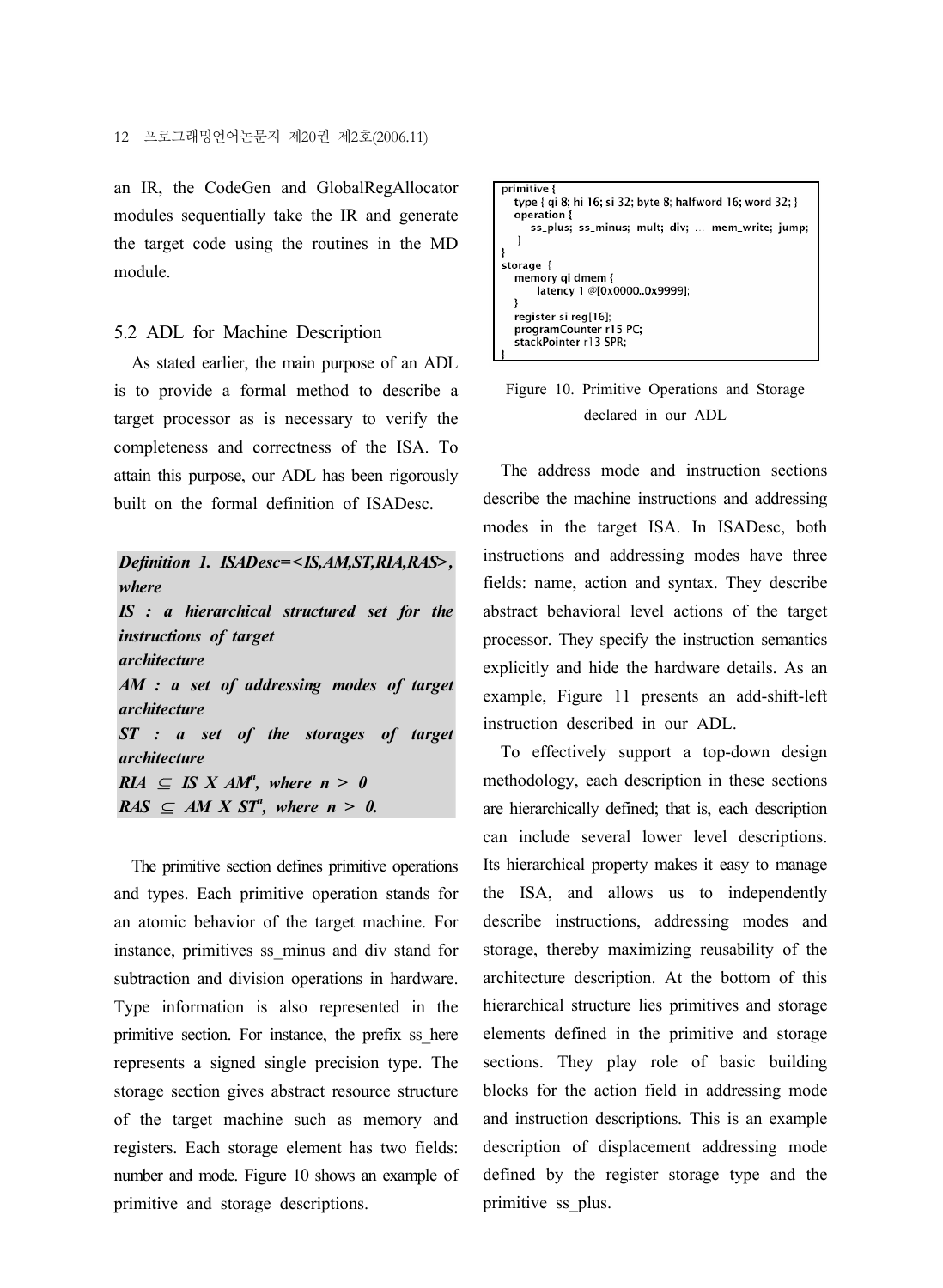an IR, the CodeGen and GlobalRegAllocator modules sequentially take the IR and generate the target code using the routines in the MD module.

## 5.2 ADL for Machine Description

As stated earlier, the main purpose of an ADL is to provide a formal method to describe a target processor as is necessary to verify the completeness and correctness of the ISA. To attain this purpose, our ADL has been rigorously built on the formal definition of ISADesc.

***Definition 1. ISADesc=<IS,AM,ST,RIA,RAS>, where***
***IS : a hierarchical structured set for the instructions of target architecture***
***AM : a set of addressing modes of target architecture***
***ST : a set of the storages of target architecture***
***RIA $\subseteq$ IS X $AM^n$, where n > 0***
***RAS $\subseteq$ AM X $ST^n$, where n > 0.***

The primitive section defines primitive operations and types. Each primitive operation stands for an atomic behavior of the target machine. For instance, primitives ss_minus and div stand for subtraction and division operations in hardware. Type information is also represented in the primitive section. For instance, the prefix ss_here represents a signed single precision type. The storage section gives abstract resource structure of the target machine such as memory and registers. Each storage element has two fields: number and mode. Figure 10 shows an example of primitive and storage descriptions.

```
primitive {
   type { qi 8; hi 16; si 32; byte 8; halfword 16; word 32; }
   operation {
      ss_plus; ss_minus; mult; div; ... mem_write; jump;
   }
}
storage {
   memory qi dmem {
      latency 1 @[0x0000..0x9999];
   }
   register si reg[16];
   programCounter r15 PC;
   stackPointer r13 SPR;
}
```

Figure 10. Primitive Operations and Storage declared in our ADL

The address mode and instruction sections describe the machine instructions and addressing modes in the target ISA. In ISADesc, both instructions and addressing modes have three fields: name, action and syntax. They describe abstract behavioral level actions of the target processor. They specify the instruction semantics explicitly and hide the hardware details. As an example, Figure 11 presents an add-shift-left instruction described in our ADL.

To effectively support a top-down design methodology, each description in these sections are hierarchically defined; that is, each description can include several lower level descriptions. Its hierarchical property makes it easy to manage the ISA, and allows us to independently describe instructions, addressing modes and storage, thereby maximizing reusability of the architecture description. At the bottom of this hierarchical structure lies primitives and storage elements defined in the primitive and storage sections. They play role of basic building blocks for the action field in addressing mode and instruction descriptions. This is an example description of displacement addressing mode defined by the register storage type and the primitive ss_plus.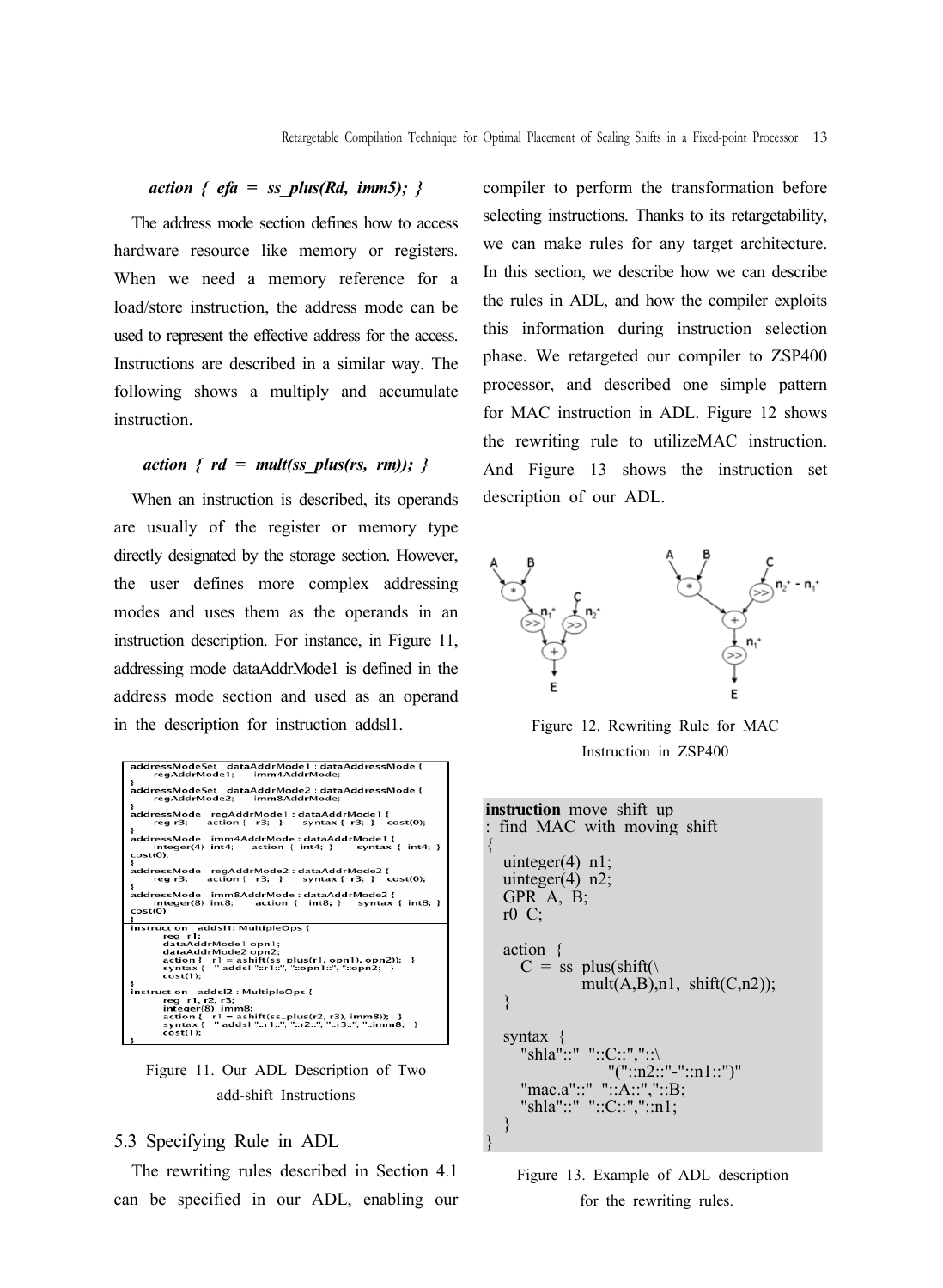***action { efa = ss_plus(Rd, imm5); }***

The address mode section defines how to access hardware resource like memory or registers. When we need a memory reference for a load/store instruction, the address mode can be used to represent the effective address for the access. Instructions are described in a similar way. The following shows a multiply and accumulate instruction.

***action { rd = mult(ss_plus(rs, rm)); }***

When an instruction is described, its operands are usually of the register or memory type directly designated by the storage section. However, the user defines more complex addressing modes and uses them as the operands in an instruction description. For instance, in Figure 11, addressing mode dataAddrMode1 is defined in the address mode section and used as an operand in the description for instruction addsl1.

```
addressModeSet  dataAddrMode1 : dataAddressMode {
    regAddrMode1;     imm4AddrMode;
}
addressModeSet  dataAddrMode2 : dataAddressMode {
    regAddrMode2;     imm8AddrMode;
}
addressMode  regAddrMode1 : dataAddrMode1 {
    reg r3;    action { r3; }    syntax { r3; }   cost(0);
}
addressMode  imm4AddrMode : dataAddrMode1 {
    integer(4) int4;    action { int4; }    syntax { int4; }
cost(0);
}
addressMode  regAddrMode2 : dataAddrMode2 {
    reg r3;    action { r3; }    syntax { r3; }   cost(0);
}
addressMode  imm8AddrMode : dataAddrMode2 {
    integer(8) int8;    action { int8; }    syntax { int8; }
cost(0)
}
instruction  addsl1: MultipleOps {
    reg r1;
    dataAddrMode1 opn1;
    dataAddrMode2 opn2;
    action { r1 = ashift(ss_plus(r1, opn1), opn2)); }
    syntax { " addsl "::r1::", "::opn1::", "::opn2; }
    cost(1);
}
instruction  addsl2 : MultipleOps {
    reg r1, r2, r3;
    integer(8) imm8;
    action { r1 = ashift(ss_plus(r2, r3), imm8)); }
    syntax { " addsl "::r1::", "::r2::", "::r3::", "::imm8; }
    cost(1);
}
```

Figure 11. Our ADL Description of Two add-shift Instructions

## 5.3 Specifying Rule in ADL

The rewriting rules described in Section 4.1 can be specified in our ADL, enabling our compiler to perform the transformation before selecting instructions. Thanks to its retargetability, we can make rules for any target architecture. In this section, we describe how we can describe the rules in ADL, and how the compiler exploits this information during instruction selection phase. We retargeted our compiler to ZSP400 processor, and described one simple pattern for MAC instruction in ADL. Figure 12 shows the rewriting rule to utilizeMAC instruction. And Figure 13 shows the instruction set description of our ADL.

Figure 12. Rewriting Rule for MAC Instruction in ZSP400

```
instruction move_shift_up
: find_MAC_with_moving_shift
{
   uinteger(4) n1;
   uinteger(4) n2;
   GPR A, B;
   r0 C;

   action {
      C = ss_plus(shift(\
                mult(A,B),n1, shift(C,n2));
   }

   syntax {
      "shla"::" "::C::","::\
                "("::n2::"-"::n1::")"
      "mac.a"::" "::A::","::B;
      "shla"::" "::C::","::n1;
   }
}
```

Figure 13. Example of ADL description for the rewriting rules.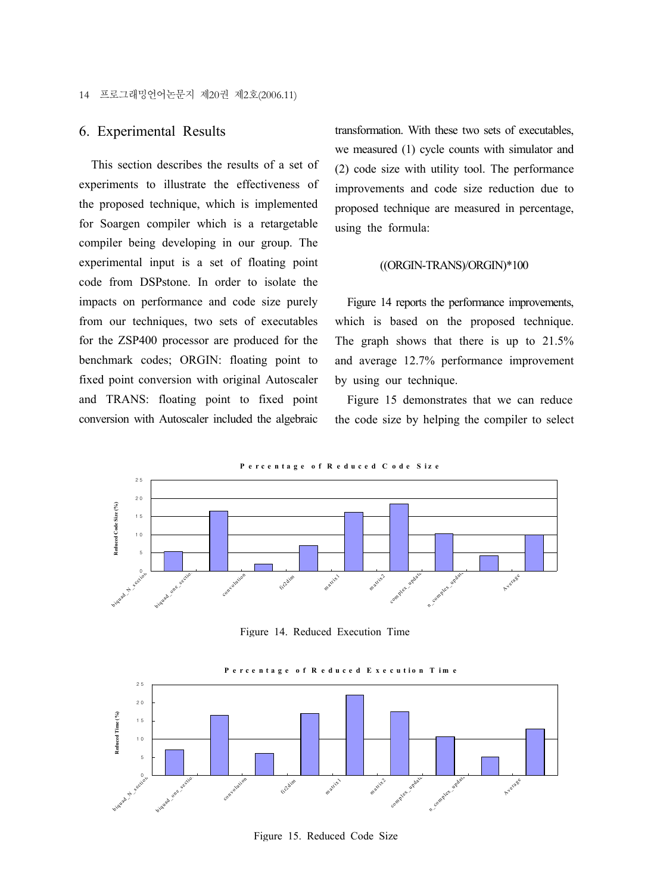## 6. Experimental Results

This section describes the results of a set of experiments to illustrate the effectiveness of the proposed technique, which is implemented for Soargen compiler which is a retargetable compiler being developing in our group. The experimental input is a set of floating point code from DSPstone. In order to isolate the impacts on performance and code size purely from our techniques, two sets of executables for the ZSP400 processor are produced for the benchmark codes; ORGIN: floating point to fixed point conversion with original Autoscaler and TRANS: floating point to fixed point conversion with Autoscaler included the algebraic transformation. With these two sets of executables, we measured (1) cycle counts with simulator and (2) code size with utility tool. The performance improvements and code size reduction due to proposed technique are measured in percentage, using the formula:

$$((ORGIN-TRANS)/ORGIN)*100$$

Figure 14 reports the performance improvements, which is based on the proposed technique. The graph shows that there is up to 21.5% and average 12.7% performance improvement by using our technique.

Figure 15 demonstrates that we can reduce the code size by helping the compiler to select

Figure 14. Reduced Execution Time

Figure 15. Reduced Code Size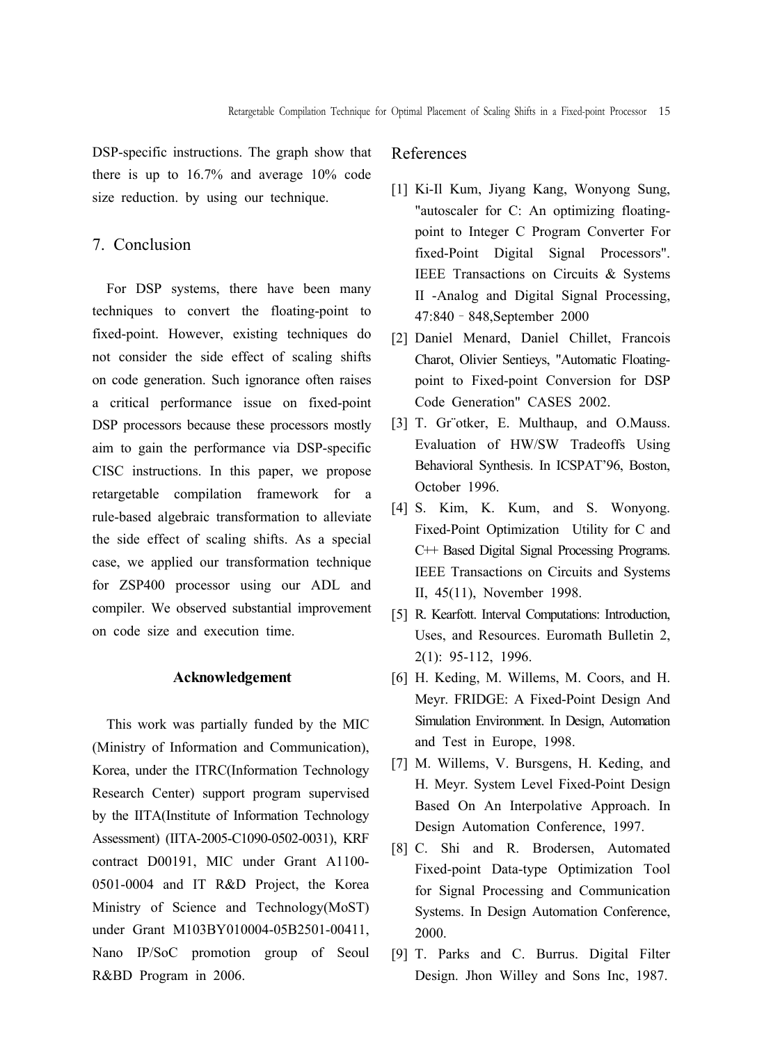DSP-specific instructions. The graph show that there is up to 16.7% and average 10% code size reduction. by using our technique.

## 7. Conclusion

For DSP systems, there have been many techniques to convert the floating-point to fixed-point. However, existing techniques do not consider the side effect of scaling shifts on code generation. Such ignorance often raises a critical performance issue on fixed-point DSP processors because these processors mostly aim to gain the performance via DSP-specific CISC instructions. In this paper, we propose retargetable compilation framework for a rule-based algebraic transformation to alleviate the side effect of scaling shifts. As a special case, we applied our transformation technique for ZSP400 processor using our ADL and compiler. We observed substantial improvement on code size and execution time.

### Acknowledgement

This work was partially funded by the MIC (Ministry of Information and Communication), Korea, under the ITRC(Information Technology Research Center) support program supervised by the IITA(Institute of Information Technology Assessment) (IITA-2005-C1090-0502-0031), KRF contract D00191, MIC under Grant A1100-0501-0004 and IT R&D Project, the Korea Ministry of Science and Technology(MoST) under Grant M103BY010004-05B2501-00411, Nano IP/SoC promotion group of Seoul R&BD Program in 2006.

## References

[1] Ki-Il Kum, Jiyang Kang, Wonyong Sung, "autoscaler for C: An optimizing floating-point to Integer C Program Converter For fixed-Point Digital Signal Processors". IEEE Transactions on Circuits & Systems II -Analog and Digital Signal Processing, 47:840–848,September 2000

[2] Daniel Menard, Daniel Chillet, Francois Charot, Olivier Sentieys, "Automatic Floating-point to Fixed-point Conversion for DSP Code Generation" CASES 2002.

[3] T. Gr¨otker, E. Multhaup, and O.Mauss. Evaluation of HW/SW Tradeoffs Using Behavioral Synthesis. In ICSPAT'96, Boston, October 1996.

[4] S. Kim, K. Kum, and S. Wonyong. Fixed-Point Optimization Utility for C and C++ Based Digital Signal Processing Programs. IEEE Transactions on Circuits and Systems II, 45(11), November 1998.

[5] R. Kearfott. Interval Computations: Introduction, Uses, and Resources. Euromath Bulletin 2, 2(1): 95-112, 1996.

[6] H. Keding, M. Willems, M. Coors, and H. Meyr. FRIDGE: A Fixed-Point Design And Simulation Environment. In Design, Automation and Test in Europe, 1998.

[7] M. Willems, V. Bursgens, H. Keding, and H. Meyr. System Level Fixed-Point Design Based On An Interpolative Approach. In Design Automation Conference, 1997.

[8] C. Shi and R. Brodersen, Automated Fixed-point Data-type Optimization Tool for Signal Processing and Communication Systems. In Design Automation Conference, 2000.

[9] T. Parks and C. Burrus. Digital Filter Design. Jhon Willey and Sons Inc, 1987.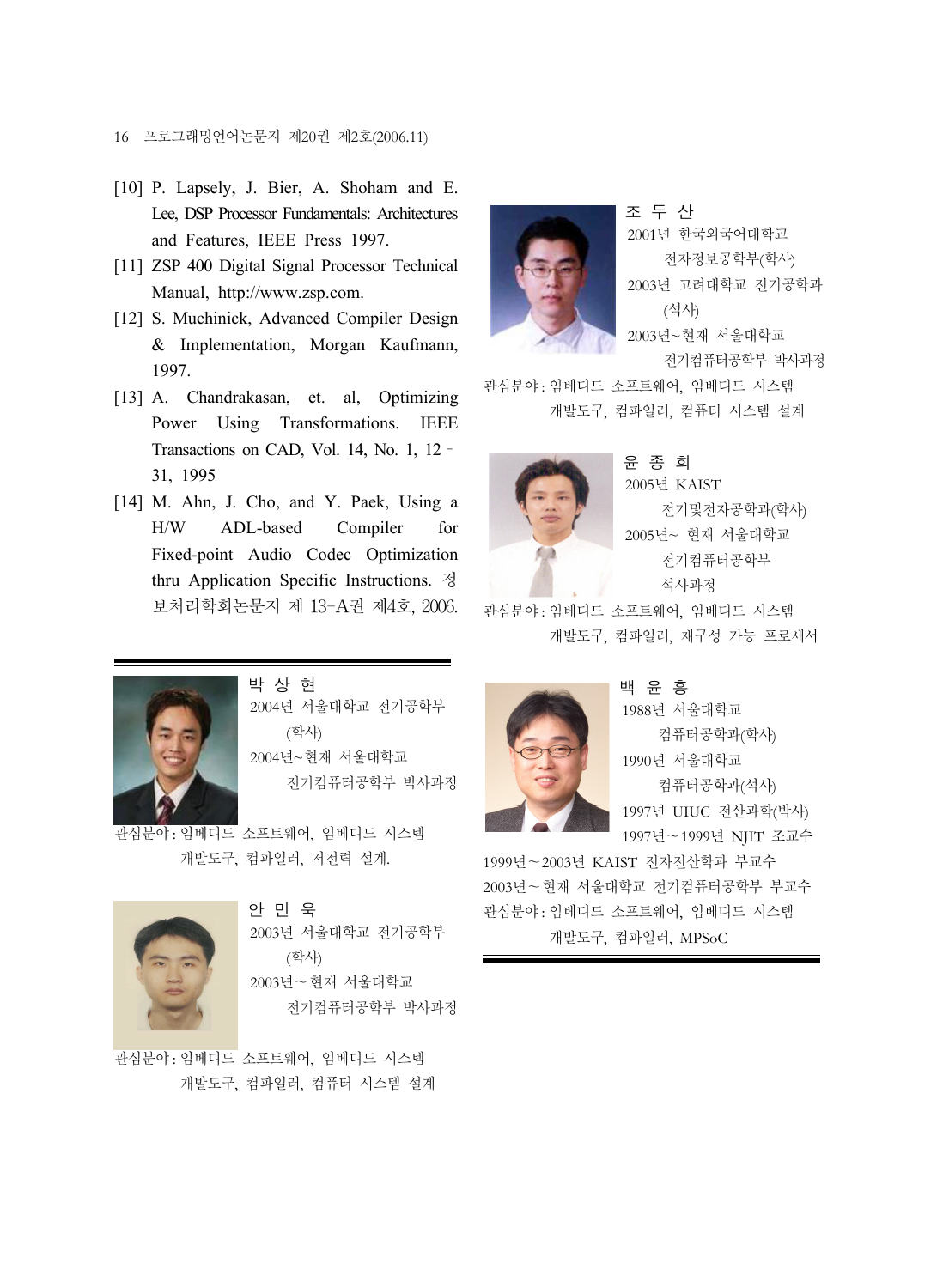[10] P. Lapsely, J. Bier, A. Shoham and E. Lee, DSP Processor Fundamentals: Architectures and Features, IEEE Press 1997.

[11] ZSP 400 Digital Signal Processor Technical Manual, http://www.zsp.com.

[12] S. Muchinick, Advanced Compiler Design & Implementation, Morgan Kaufmann, 1997.

[13] A. Chandrakasan, et. al, Optimizing Power Using Transformations. IEEE Transactions on CAD, Vol. 14, No. 1, 12–31, 1995

[14] M. Ahn, J. Cho, and Y. Paek, Using a H/W ADL-based Compiler for Fixed-point Audio Codec Optimization thru Application Specific Instructions. 정보처리학회논문지 제 13-A권 제4호, 2006.

---

**박 상 현**

2004년 서울대학교 전기공학부(학사)

2004년~현재 서울대학교 전기컴퓨터공학부 박사과정

관심분야: 임베디드 소프트웨어, 임베디드 시스템 개발도구, 컴파일러, 저전력 설계.

**안 민 욱**

2003년 서울대학교 전기공학부(학사)

2003년~현재 서울대학교 전기컴퓨터공학부 박사과정

관심분야: 임베디드 소프트웨어, 임베디드 시스템 개발도구, 컴파일러, 컴퓨터 시스템 설계

**조 두 산**

2001년 한국외국어대학교 전자정보공학부(학사)

2003년 고려대학교 전기공학과(석사)

2003년~현재 서울대학교 전기컴퓨터공학부 박사과정

관심분야: 임베디드 소프트웨어, 임베디드 시스템 개발도구, 컴파일러, 컴퓨터 시스템 설계

**윤 종 희**

2005년 KAIST 전기및전자공학과(학사)

2005년~ 현재 서울대학교 전기컴퓨터공학부 석사과정

관심분야: 임베디드 소프트웨어, 임베디드 시스템 개발도구, 컴파일러, 재구성 가능 프로세서

**백 윤 흥**

1988년 서울대학교 컴퓨터공학과(학사)

1990년 서울대학교 컴퓨터공학과(석사)

1997년 UIUC 전산과학(박사)

1997년~1999년 NJIT 조교수

1999년~2003년 KAIST 전자전산학과 부교수

2003년~현재 서울대학교 전기컴퓨터공학부 부교수

관심분야: 임베디드 소프트웨어, 임베디드 시스템 개발도구, 컴파일러, MPSoC